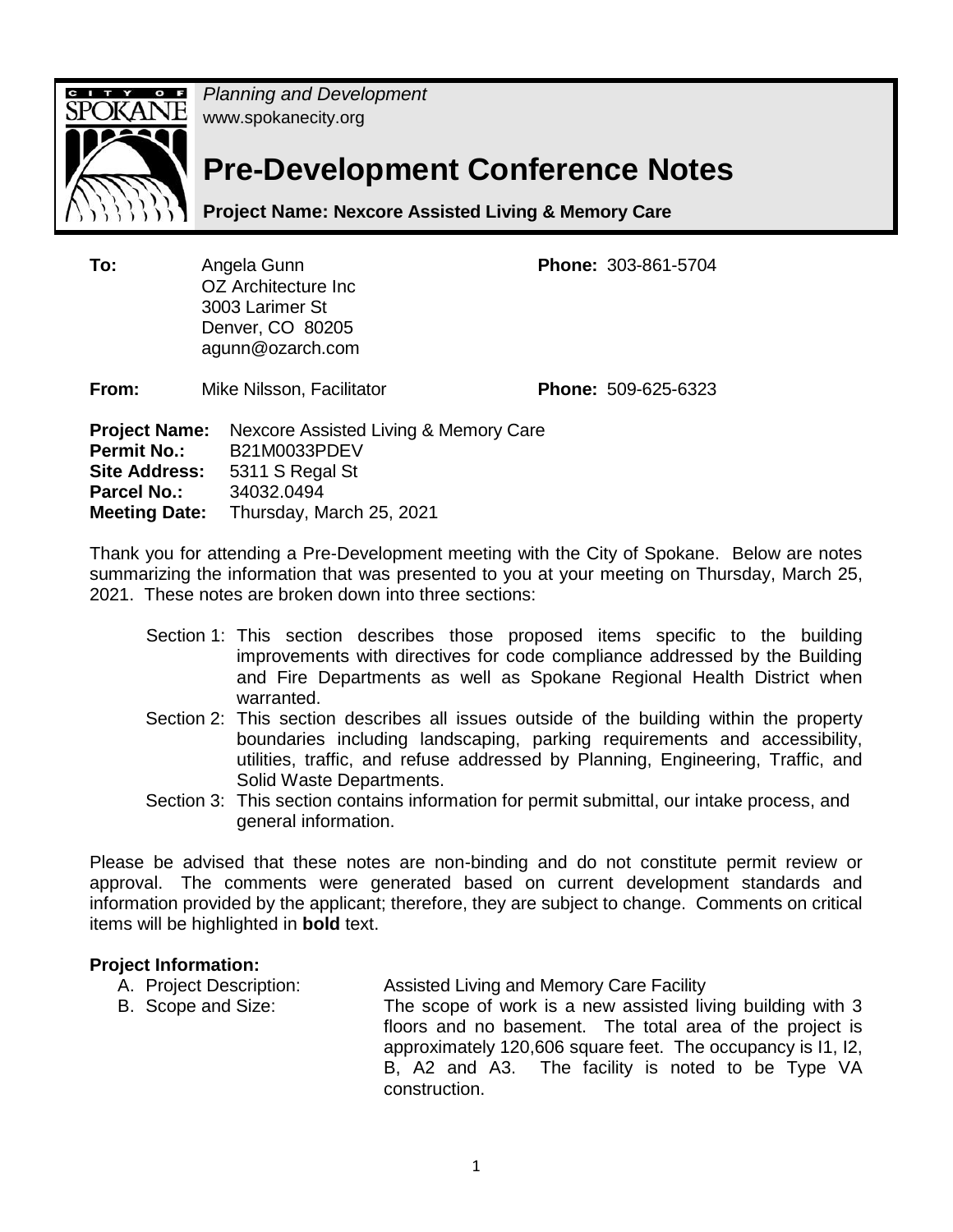*Planning and Development*
www.spokanecity.org

# Pre-Development Conference Notes

**Project Name: Nexcore Assisted Living & Memory Care**

**To:** Angela Gunn
OZ Architecture Inc
3003 Larimer St
Denver, CO 80205
agunn@ozarch.com

**Phone:** 303-861-5704

**From:** Mike Nilsson, Facilitator

**Phone:** 509-625-6323

**Project Name:** Nexcore Assisted Living & Memory Care
**Permit No.:** B21M0033PDEV
**Site Address:** 5311 S Regal St
**Parcel No.:** 34032.0494
**Meeting Date:** Thursday, March 25, 2021

Thank you for attending a Pre-Development meeting with the City of Spokane. Below are notes summarizing the information that was presented to you at your meeting on Thursday, March 25, 2021. These notes are broken down into three sections:

- Section 1: This section describes those proposed items specific to the building improvements with directives for code compliance addressed by the Building and Fire Departments as well as Spokane Regional Health District when warranted.
- Section 2: This section describes all issues outside of the building within the property boundaries including landscaping, parking requirements and accessibility, utilities, traffic, and refuse addressed by Planning, Engineering, Traffic, and Solid Waste Departments.
- Section 3: This section contains information for permit submittal, our intake process, and general information.

Please be advised that these notes are non-binding and do not constitute permit review or approval. The comments were generated based on current development standards and information provided by the applicant; therefore, they are subject to change. Comments on critical items will be highlighted in **bold** text.

**Project Information:**

A. Project Description: Assisted Living and Memory Care Facility

B. Scope and Size: The scope of work is a new assisted living building with 3 floors and no basement. The total area of the project is approximately 120,606 square feet. The occupancy is I1, I2, B, A2 and A3. The facility is noted to be Type VA construction.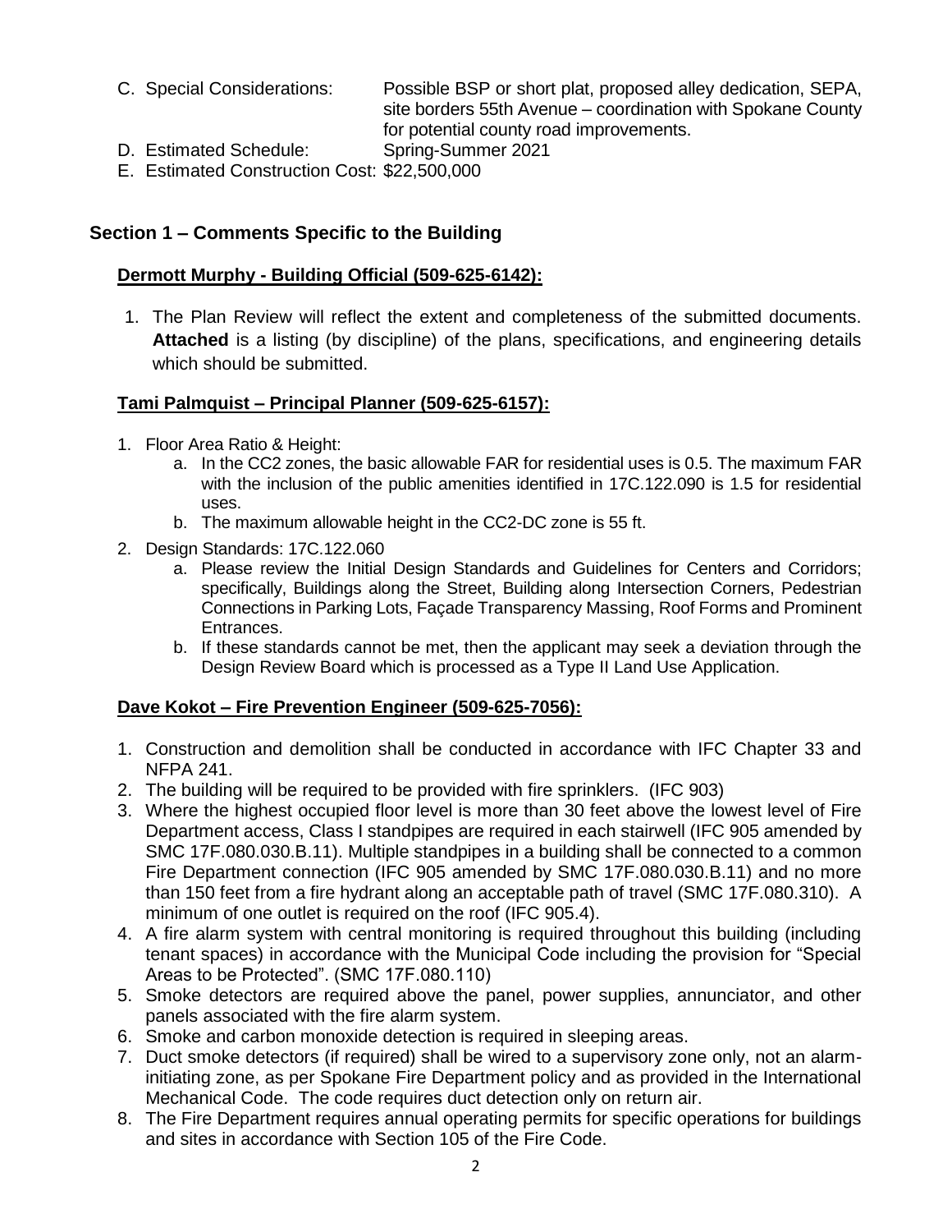C. Special Considerations: Possible BSP or short plat, proposed alley dedication, SEPA, site borders 55th Avenue – coordination with Spokane County for potential county road improvements.

D. Estimated Schedule: Spring-Summer 2021

E. Estimated Construction Cost: $22,500,000

## Section 1 – Comments Specific to the Building

### Dermott Murphy - Building Official (509-625-6142):

1. The Plan Review will reflect the extent and completeness of the submitted documents. **Attached** is a listing (by discipline) of the plans, specifications, and engineering details which should be submitted.

### Tami Palmquist – Principal Planner (509-625-6157):

1. Floor Area Ratio & Height:
   a. In the CC2 zones, the basic allowable FAR for residential uses is 0.5. The maximum FAR with the inclusion of the public amenities identified in 17C.122.090 is 1.5 for residential uses.
   b. The maximum allowable height in the CC2-DC zone is 55 ft.
2. Design Standards: 17C.122.060
   a. Please review the Initial Design Standards and Guidelines for Centers and Corridors; specifically, Buildings along the Street, Building along Intersection Corners, Pedestrian Connections in Parking Lots, Façade Transparency Massing, Roof Forms and Prominent Entrances.
   b. If these standards cannot be met, then the applicant may seek a deviation through the Design Review Board which is processed as a Type II Land Use Application.

### Dave Kokot – Fire Prevention Engineer (509-625-7056):

1. Construction and demolition shall be conducted in accordance with IFC Chapter 33 and NFPA 241.
2. The building will be required to be provided with fire sprinklers. (IFC 903)
3. Where the highest occupied floor level is more than 30 feet above the lowest level of Fire Department access, Class I standpipes are required in each stairwell (IFC 905 amended by SMC 17F.080.030.B.11). Multiple standpipes in a building shall be connected to a common Fire Department connection (IFC 905 amended by SMC 17F.080.030.B.11) and no more than 150 feet from a fire hydrant along an acceptable path of travel (SMC 17F.080.310). A minimum of one outlet is required on the roof (IFC 905.4).
4. A fire alarm system with central monitoring is required throughout this building (including tenant spaces) in accordance with the Municipal Code including the provision for "Special Areas to be Protected". (SMC 17F.080.110)
5. Smoke detectors are required above the panel, power supplies, annunciator, and other panels associated with the fire alarm system.
6. Smoke and carbon monoxide detection is required in sleeping areas.
7. Duct smoke detectors (if required) shall be wired to a supervisory zone only, not an alarm-initiating zone, as per Spokane Fire Department policy and as provided in the International Mechanical Code. The code requires duct detection only on return air.
8. The Fire Department requires annual operating permits for specific operations for buildings and sites in accordance with Section 105 of the Fire Code.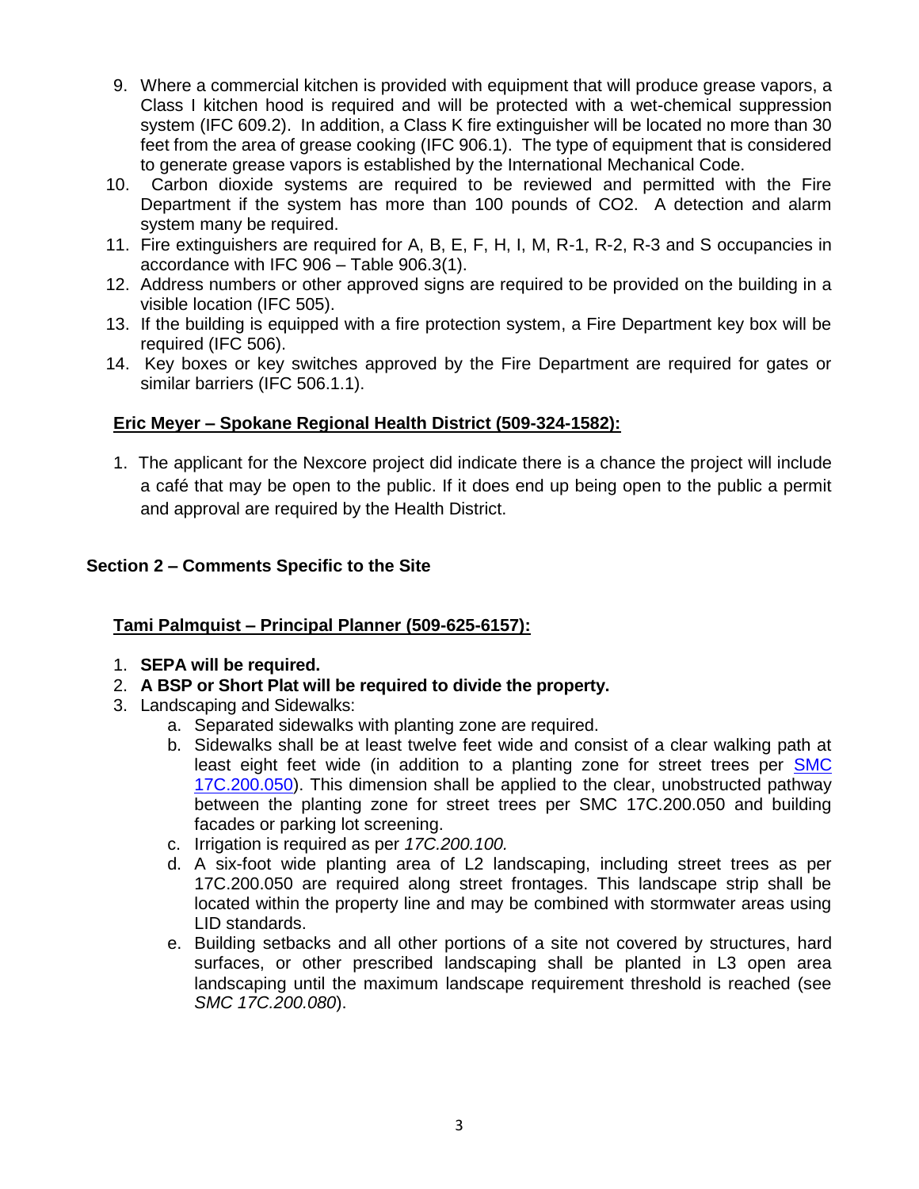9. Where a commercial kitchen is provided with equipment that will produce grease vapors, a Class I kitchen hood is required and will be protected with a wet-chemical suppression system (IFC 609.2). In addition, a Class K fire extinguisher will be located no more than 30 feet from the area of grease cooking (IFC 906.1). The type of equipment that is considered to generate grease vapors is established by the International Mechanical Code.
10. Carbon dioxide systems are required to be reviewed and permitted with the Fire Department if the system has more than 100 pounds of $CO_2$. A detection and alarm system many be required.
11. Fire extinguishers are required for A, B, E, F, H, I, M, R-1, R-2, R-3 and S occupancies in accordance with IFC 906 – Table 906.3(1).
12. Address numbers or other approved signs are required to be provided on the building in a visible location (IFC 505).
13. If the building is equipped with a fire protection system, a Fire Department key box will be required (IFC 506).
14. Key boxes or key switches approved by the Fire Department are required for gates or similar barriers (IFC 506.1.1).

**Eric Meyer – Spokane Regional Health District (509-324-1582):**

1. The applicant for the Nexcore project did indicate there is a chance the project will include a café that may be open to the public. If it does end up being open to the public a permit and approval are required by the Health District.

## Section 2 – Comments Specific to the Site

**Tami Palmquist – Principal Planner (509-625-6157):**

1. **SEPA will be required.**
2. **A BSP or Short Plat will be required to divide the property.**
3. Landscaping and Sidewalks:
   a. Separated sidewalks with planting zone are required.
   b. Sidewalks shall be at least twelve feet wide and consist of a clear walking path at least eight feet wide (in addition to a planting zone for street trees per SMC 17C.200.050). This dimension shall be applied to the clear, unobstructed pathway between the planting zone for street trees per SMC 17C.200.050 and building facades or parking lot screening.
   c. Irrigation is required as per *17C.200.100.*
   d. A six-foot wide planting area of L2 landscaping, including street trees as per 17C.200.050 are required along street frontages. This landscape strip shall be located within the property line and may be combined with stormwater areas using LID standards.
   e. Building setbacks and all other portions of a site not covered by structures, hard surfaces, or other prescribed landscaping shall be planted in L3 open area landscaping until the maximum landscape requirement threshold is reached (see *SMC 17C.200.080*).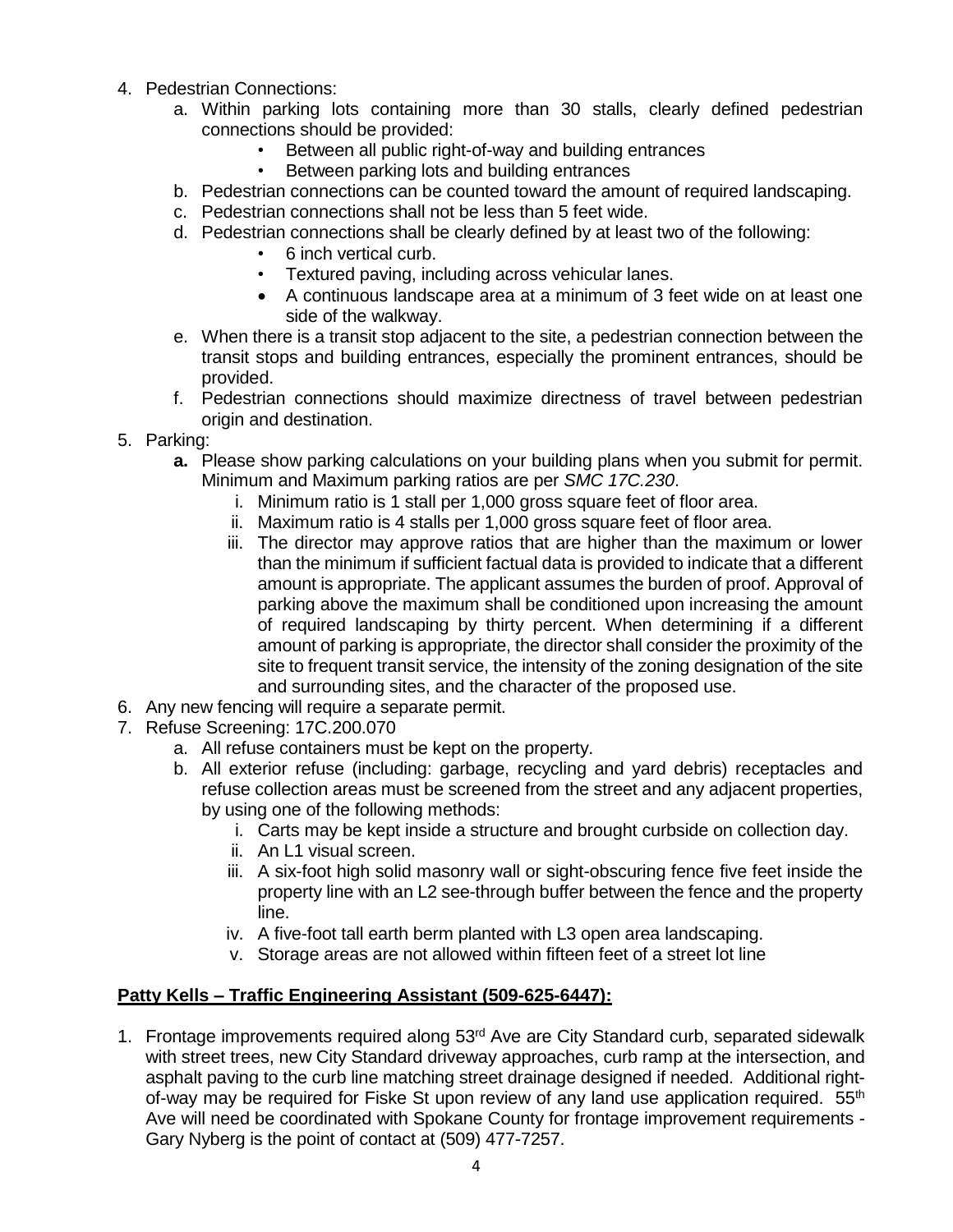4. Pedestrian Connections:
   a. Within parking lots containing more than 30 stalls, clearly defined pedestrian connections should be provided:
      - Between all public right-of-way and building entrances
      - Between parking lots and building entrances
   b. Pedestrian connections can be counted toward the amount of required landscaping.
   c. Pedestrian connections shall not be less than 5 feet wide.
   d. Pedestrian connections shall be clearly defined by at least two of the following:
      - 6 inch vertical curb.
      - Textured paving, including across vehicular lanes.
      - A continuous landscape area at a minimum of 3 feet wide on at least one side of the walkway.
   e. When there is a transit stop adjacent to the site, a pedestrian connection between the transit stops and building entrances, especially the prominent entrances, should be provided.
   f. Pedestrian connections should maximize directness of travel between pedestrian origin and destination.
5. Parking:
   **a.** Please show parking calculations on your building plans when you submit for permit. Minimum and Maximum parking ratios are per *SMC 17C.230*.
      i. Minimum ratio is 1 stall per 1,000 gross square feet of floor area.
      ii. Maximum ratio is 4 stalls per 1,000 gross square feet of floor area.
      iii. The director may approve ratios that are higher than the maximum or lower than the minimum if sufficient factual data is provided to indicate that a different amount is appropriate. The applicant assumes the burden of proof. Approval of parking above the maximum shall be conditioned upon increasing the amount of required landscaping by thirty percent. When determining if a different amount of parking is appropriate, the director shall consider the proximity of the site to frequent transit service, the intensity of the zoning designation of the site and surrounding sites, and the character of the proposed use.
6. Any new fencing will require a separate permit.
7. Refuse Screening: 17C.200.070
   a. All refuse containers must be kept on the property.
   b. All exterior refuse (including: garbage, recycling and yard debris) receptacles and refuse collection areas must be screened from the street and any adjacent properties, by using one of the following methods:
      i. Carts may be kept inside a structure and brought curbside on collection day.
      ii. An L1 visual screen.
      iii. A six-foot high solid masonry wall or sight-obscuring fence five feet inside the property line with an L2 see-through buffer between the fence and the property line.
      iv. A five-foot tall earth berm planted with L3 open area landscaping.
      v. Storage areas are not allowed within fifteen feet of a street lot line

**<u>Patty Kells – Traffic Engineering Assistant (509-625-6447):</u>**

1. Frontage improvements required along 53rd Ave are City Standard curb, separated sidewalk with street trees, new City Standard driveway approaches, curb ramp at the intersection, and asphalt paving to the curb line matching street drainage designed if needed. Additional right-of-way may be required for Fiske St upon review of any land use application required. 55th Ave will need be coordinated with Spokane County for frontage improvement requirements - Gary Nyberg is the point of contact at (509) 477-7257.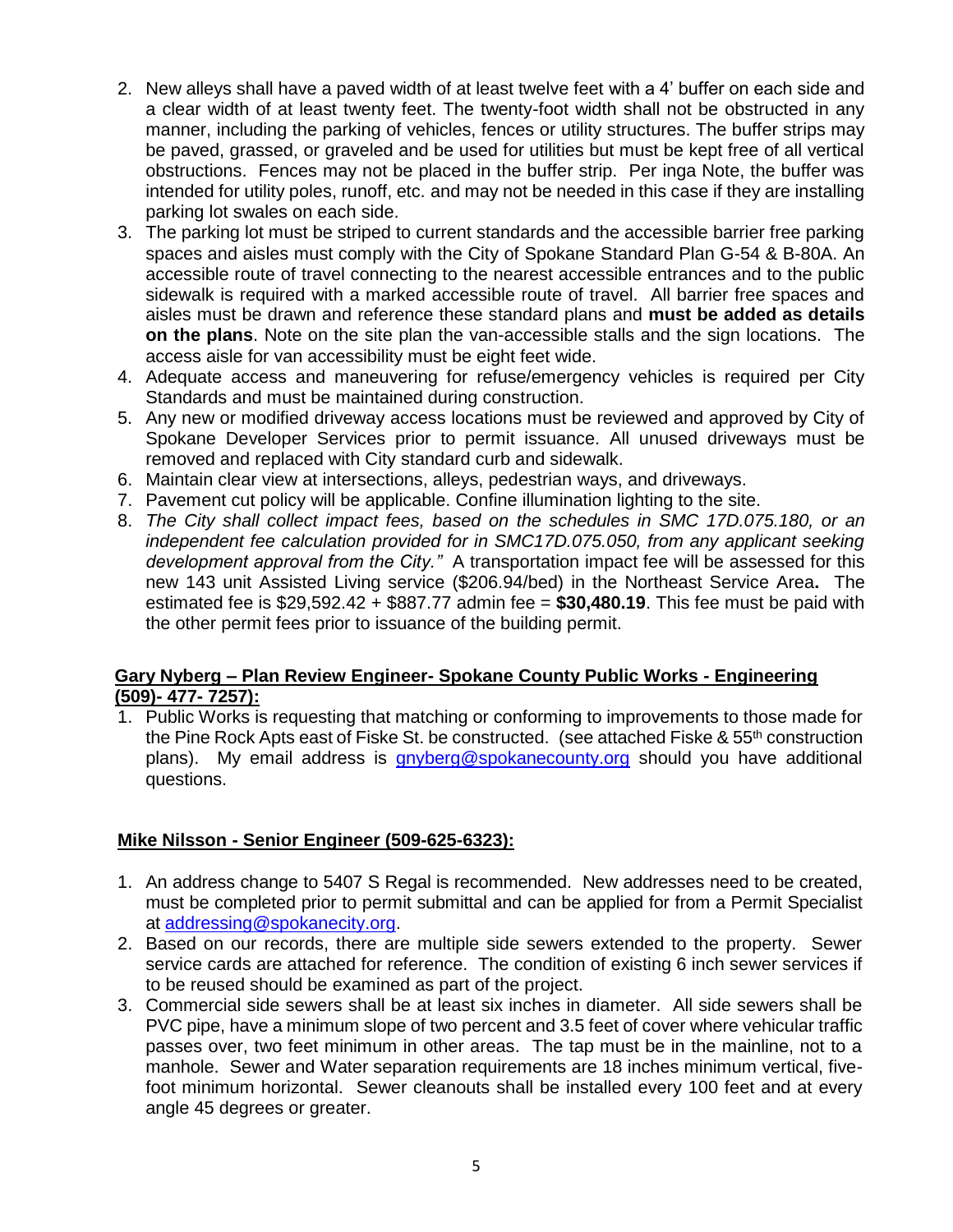2. New alleys shall have a paved width of at least twelve feet with a 4' buffer on each side and a clear width of at least twenty feet. The twenty-foot width shall not be obstructed in any manner, including the parking of vehicles, fences or utility structures. The buffer strips may be paved, grassed, or graveled and be used for utilities but must be kept free of all vertical obstructions. Fences may not be placed in the buffer strip. Per inga Note, the buffer was intended for utility poles, runoff, etc. and may not be needed in this case if they are installing parking lot swales on each side.
3. The parking lot must be striped to current standards and the accessible barrier free parking spaces and aisles must comply with the City of Spokane Standard Plan G-54 & B-80A. An accessible route of travel connecting to the nearest accessible entrances and to the public sidewalk is required with a marked accessible route of travel. All barrier free spaces and aisles must be drawn and reference these standard plans and **must be added as details on the plans**. Note on the site plan the van-accessible stalls and the sign locations. The access aisle for van accessibility must be eight feet wide.
4. Adequate access and maneuvering for refuse/emergency vehicles is required per City Standards and must be maintained during construction.
5. Any new or modified driveway access locations must be reviewed and approved by City of Spokane Developer Services prior to permit issuance. All unused driveways must be removed and replaced with City standard curb and sidewalk.
6. Maintain clear view at intersections, alleys, pedestrian ways, and driveways.
7. Pavement cut policy will be applicable. Confine illumination lighting to the site.
8. *The City shall collect impact fees, based on the schedules in SMC 17D.075.180, or an independent fee calculation provided for in SMC17D.075.050, from any applicant seeking development approval from the City."* A transportation impact fee will be assessed for this new 143 unit Assisted Living service ($206.94/bed) in the Northeast Service Area**.** The estimated fee is $29,592.42 + $887.77 admin fee = **$30,480.19**. This fee must be paid with the other permit fees prior to issuance of the building permit.

**Gary Nyberg – Plan Review Engineer- Spokane County Public Works - Engineering (509)- 477- 7257):**

1. Public Works is requesting that matching or conforming to improvements to those made for the Pine Rock Apts east of Fiske St. be constructed. (see attached Fiske & 55th construction plans). My email address is gnyberg@spokanecounty.org should you have additional questions.

**Mike Nilsson - Senior Engineer (509-625-6323):**

1. An address change to 5407 S Regal is recommended. New addresses need to be created, must be completed prior to permit submittal and can be applied for from a Permit Specialist at addressing@spokanecity.org.
2. Based on our records, there are multiple side sewers extended to the property. Sewer service cards are attached for reference. The condition of existing 6 inch sewer services if to be reused should be examined as part of the project.
3. Commercial side sewers shall be at least six inches in diameter. All side sewers shall be PVC pipe, have a minimum slope of two percent and 3.5 feet of cover where vehicular traffic passes over, two feet minimum in other areas. The tap must be in the mainline, not to a manhole. Sewer and Water separation requirements are 18 inches minimum vertical, five-foot minimum horizontal. Sewer cleanouts shall be installed every 100 feet and at every angle 45 degrees or greater.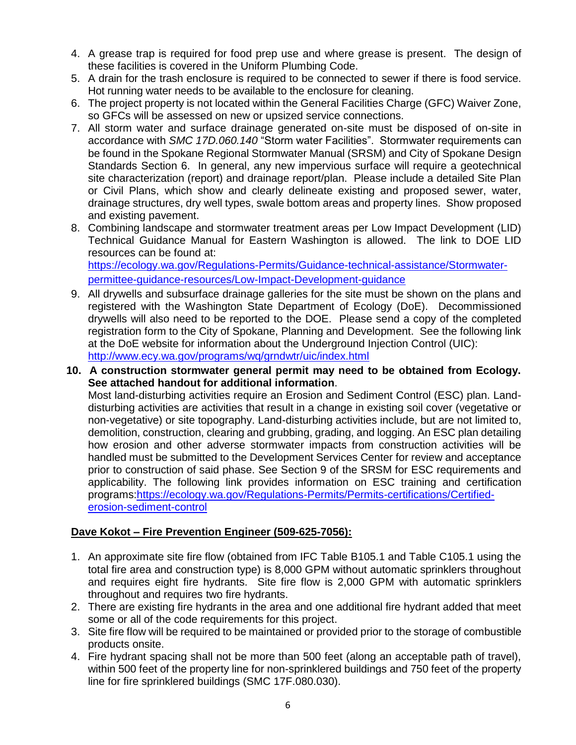4. A grease trap is required for food prep use and where grease is present. The design of these facilities is covered in the Uniform Plumbing Code.
5. A drain for the trash enclosure is required to be connected to sewer if there is food service. Hot running water needs to be available to the enclosure for cleaning.
6. The project property is not located within the General Facilities Charge (GFC) Waiver Zone, so GFCs will be assessed on new or upsized service connections.
7. All storm water and surface drainage generated on-site must be disposed of on-site in accordance with *SMC 17D.060.140* "Storm water Facilities". Stormwater requirements can be found in the Spokane Regional Stormwater Manual (SRSM) and City of Spokane Design Standards Section 6. In general, any new impervious surface will require a geotechnical site characterization (report) and drainage report/plan. Please include a detailed Site Plan or Civil Plans, which show and clearly delineate existing and proposed sewer, water, drainage structures, dry well types, swale bottom areas and property lines. Show proposed and existing pavement.
8. Combining landscape and stormwater treatment areas per Low Impact Development (LID) Technical Guidance Manual for Eastern Washington is allowed. The link to DOE LID resources can be found at: https://ecology.wa.gov/Regulations-Permits/Guidance-technical-assistance/Stormwater-permittee-guidance-resources/Low-Impact-Development-guidance
9. All drywells and subsurface drainage galleries for the site must be shown on the plans and registered with the Washington State Department of Ecology (DoE). Decommissioned drywells will also need to be reported to the DOE. Please send a copy of the completed registration form to the City of Spokane, Planning and Development. See the following link at the DoE website for information about the Underground Injection Control (UIC): http://www.ecy.wa.gov/programs/wq/grndwtr/uic/index.html
10. **A construction stormwater general permit may need to be obtained from Ecology. See attached handout for additional information**.
    Most land-disturbing activities require an Erosion and Sediment Control (ESC) plan. Land-disturbing activities are activities that result in a change in existing soil cover (vegetative or non-vegetative) or site topography. Land-disturbing activities include, but are not limited to, demolition, construction, clearing and grubbing, grading, and logging. An ESC plan detailing how erosion and other adverse stormwater impacts from construction activities will be handled must be submitted to the Development Services Center for review and acceptance prior to construction of said phase. See Section 9 of the SRSM for ESC requirements and applicability. The following link provides information on ESC training and certification programs:https://ecology.wa.gov/Regulations-Permits/Permits-certifications/Certified-erosion-sediment-control

**Dave Kokot – Fire Prevention Engineer (509-625-7056):**

1. An approximate site fire flow (obtained from IFC Table B105.1 and Table C105.1 using the total fire area and construction type) is 8,000 GPM without automatic sprinklers throughout and requires eight fire hydrants. Site fire flow is 2,000 GPM with automatic sprinklers throughout and requires two fire hydrants.
2. There are existing fire hydrants in the area and one additional fire hydrant added that meet some or all of the code requirements for this project.
3. Site fire flow will be required to be maintained or provided prior to the storage of combustible products onsite.
4. Fire hydrant spacing shall not be more than 500 feet (along an acceptable path of travel), within 500 feet of the property line for non-sprinklered buildings and 750 feet of the property line for fire sprinklered buildings (SMC 17F.080.030).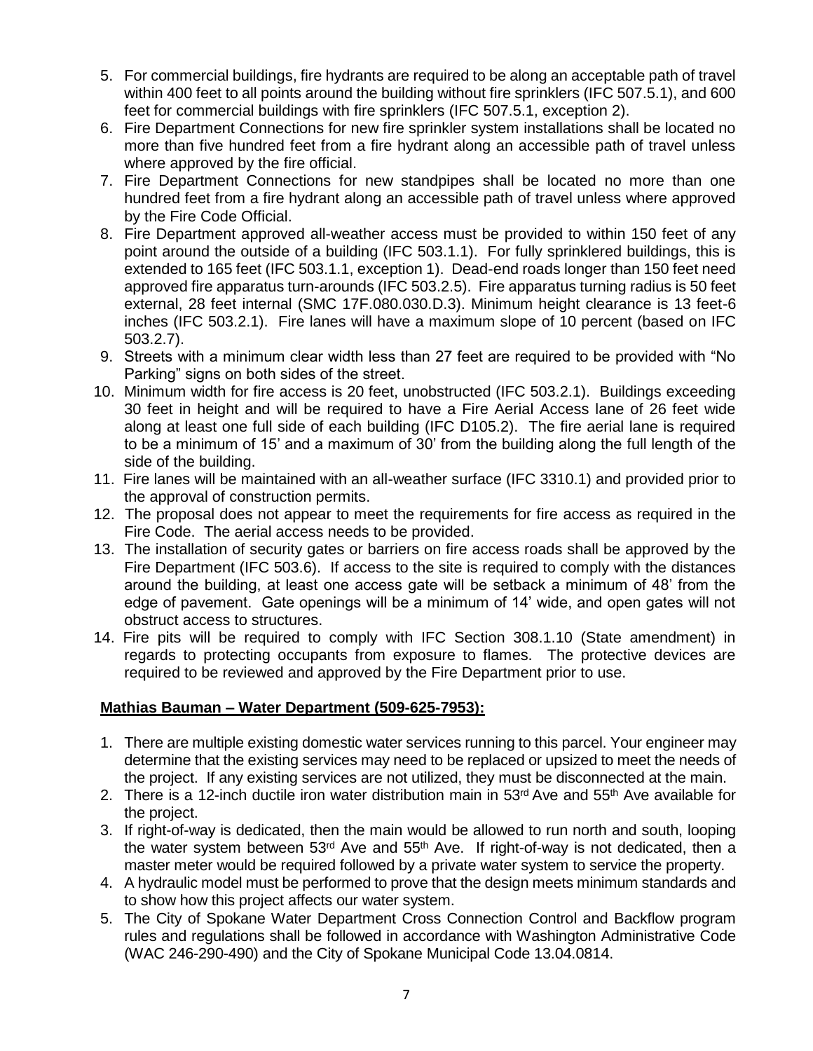5. For commercial buildings, fire hydrants are required to be along an acceptable path of travel within 400 feet to all points around the building without fire sprinklers (IFC 507.5.1), and 600 feet for commercial buildings with fire sprinklers (IFC 507.5.1, exception 2).
6. Fire Department Connections for new fire sprinkler system installations shall be located no more than five hundred feet from a fire hydrant along an accessible path of travel unless where approved by the fire official.
7. Fire Department Connections for new standpipes shall be located no more than one hundred feet from a fire hydrant along an accessible path of travel unless where approved by the Fire Code Official.
8. Fire Department approved all-weather access must be provided to within 150 feet of any point around the outside of a building (IFC 503.1.1). For fully sprinklered buildings, this is extended to 165 feet (IFC 503.1.1, exception 1). Dead-end roads longer than 150 feet need approved fire apparatus turn-arounds (IFC 503.2.5). Fire apparatus turning radius is 50 feet external, 28 feet internal (SMC 17F.080.030.D.3). Minimum height clearance is 13 feet-6 inches (IFC 503.2.1). Fire lanes will have a maximum slope of 10 percent (based on IFC 503.2.7).
9. Streets with a minimum clear width less than 27 feet are required to be provided with "No Parking" signs on both sides of the street.
10. Minimum width for fire access is 20 feet, unobstructed (IFC 503.2.1). Buildings exceeding 30 feet in height and will be required to have a Fire Aerial Access lane of 26 feet wide along at least one full side of each building (IFC D105.2). The fire aerial lane is required to be a minimum of 15' and a maximum of 30' from the building along the full length of the side of the building.
11. Fire lanes will be maintained with an all-weather surface (IFC 3310.1) and provided prior to the approval of construction permits.
12. The proposal does not appear to meet the requirements for fire access as required in the Fire Code. The aerial access needs to be provided.
13. The installation of security gates or barriers on fire access roads shall be approved by the Fire Department (IFC 503.6). If access to the site is required to comply with the distances around the building, at least one access gate will be setback a minimum of 48' from the edge of pavement. Gate openings will be a minimum of 14' wide, and open gates will not obstruct access to structures.
14. Fire pits will be required to comply with IFC Section 308.1.10 (State amendment) in regards to protecting occupants from exposure to flames. The protective devices are required to be reviewed and approved by the Fire Department prior to use.

**Mathias Bauman – Water Department (509-625-7953):**

1. There are multiple existing domestic water services running to this parcel. Your engineer may determine that the existing services may need to be replaced or upsized to meet the needs of the project. If any existing services are not utilized, they must be disconnected at the main.
2. There is a 12-inch ductile iron water distribution main in 53rd Ave and 55th Ave available for the project.
3. If right-of-way is dedicated, then the main would be allowed to run north and south, looping the water system between 53rd Ave and 55th Ave. If right-of-way is not dedicated, then a master meter would be required followed by a private water system to service the property.
4. A hydraulic model must be performed to prove that the design meets minimum standards and to show how this project affects our water system.
5. The City of Spokane Water Department Cross Connection Control and Backflow program rules and regulations shall be followed in accordance with Washington Administrative Code (WAC 246-290-490) and the City of Spokane Municipal Code 13.04.0814.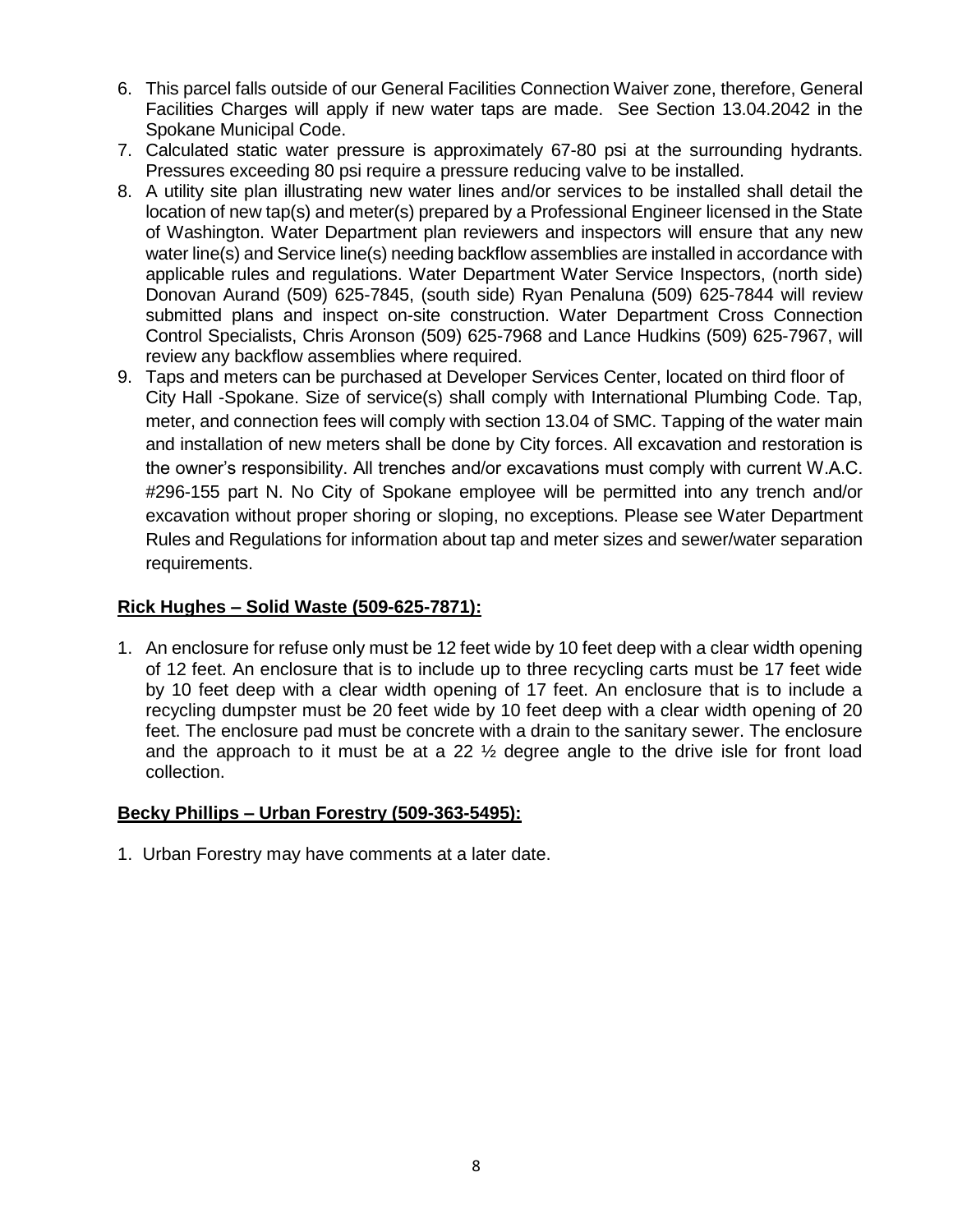6. This parcel falls outside of our General Facilities Connection Waiver zone, therefore, General Facilities Charges will apply if new water taps are made. See Section 13.04.2042 in the Spokane Municipal Code.
7. Calculated static water pressure is approximately 67-80 psi at the surrounding hydrants. Pressures exceeding 80 psi require a pressure reducing valve to be installed.
8. A utility site plan illustrating new water lines and/or services to be installed shall detail the location of new tap(s) and meter(s) prepared by a Professional Engineer licensed in the State of Washington. Water Department plan reviewers and inspectors will ensure that any new water line(s) and Service line(s) needing backflow assemblies are installed in accordance with applicable rules and regulations. Water Department Water Service Inspectors, (north side) Donovan Aurand (509) 625-7845, (south side) Ryan Penaluna (509) 625-7844 will review submitted plans and inspect on-site construction. Water Department Cross Connection Control Specialists, Chris Aronson (509) 625-7968 and Lance Hudkins (509) 625-7967, will review any backflow assemblies where required.
9. Taps and meters can be purchased at Developer Services Center, located on third floor of City Hall -Spokane. Size of service(s) shall comply with International Plumbing Code. Tap, meter, and connection fees will comply with section 13.04 of SMC. Tapping of the water main and installation of new meters shall be done by City forces. All excavation and restoration is the owner's responsibility. All trenches and/or excavations must comply with current W.A.C. #296-155 part N. No City of Spokane employee will be permitted into any trench and/or excavation without proper shoring or sloping, no exceptions. Please see Water Department Rules and Regulations for information about tap and meter sizes and sewer/water separation requirements.

**Rick Hughes – Solid Waste (509-625-7871):**

1. An enclosure for refuse only must be 12 feet wide by 10 feet deep with a clear width opening of 12 feet. An enclosure that is to include up to three recycling carts must be 17 feet wide by 10 feet deep with a clear width opening of 17 feet. An enclosure that is to include a recycling dumpster must be 20 feet wide by 10 feet deep with a clear width opening of 20 feet. The enclosure pad must be concrete with a drain to the sanitary sewer. The enclosure and the approach to it must be at a 22 ½ degree angle to the drive isle for front load collection.

**Becky Phillips – Urban Forestry (509-363-5495):**

1. Urban Forestry may have comments at a later date.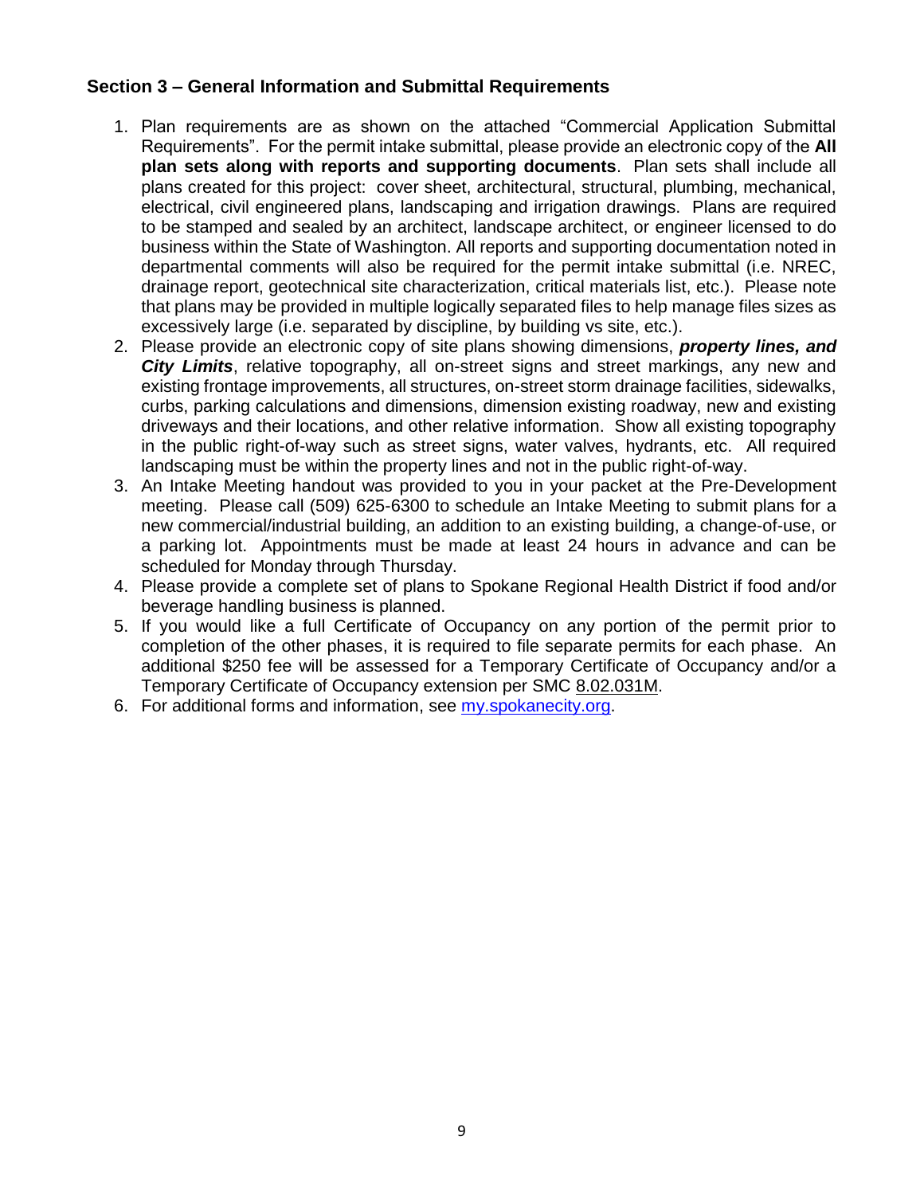## Section 3 – General Information and Submittal Requirements

1. Plan requirements are as shown on the attached "Commercial Application Submittal Requirements". For the permit intake submittal, please provide an electronic copy of the **All plan sets along with reports and supporting documents**. Plan sets shall include all plans created for this project: cover sheet, architectural, structural, plumbing, mechanical, electrical, civil engineered plans, landscaping and irrigation drawings. Plans are required to be stamped and sealed by an architect, landscape architect, or engineer licensed to do business within the State of Washington. All reports and supporting documentation noted in departmental comments will also be required for the permit intake submittal (i.e. NREC, drainage report, geotechnical site characterization, critical materials list, etc.). Please note that plans may be provided in multiple logically separated files to help manage files sizes as excessively large (i.e. separated by discipline, by building vs site, etc.).
2. Please provide an electronic copy of site plans showing dimensions, ***property lines, and City Limits***, relative topography, all on-street signs and street markings, any new and existing frontage improvements, all structures, on-street storm drainage facilities, sidewalks, curbs, parking calculations and dimensions, dimension existing roadway, new and existing driveways and their locations, and other relative information. Show all existing topography in the public right-of-way such as street signs, water valves, hydrants, etc. All required landscaping must be within the property lines and not in the public right-of-way.
3. An Intake Meeting handout was provided to you in your packet at the Pre-Development meeting. Please call (509) 625-6300 to schedule an Intake Meeting to submit plans for a new commercial/industrial building, an addition to an existing building, a change-of-use, or a parking lot. Appointments must be made at least 24 hours in advance and can be scheduled for Monday through Thursday.
4. Please provide a complete set of plans to Spokane Regional Health District if food and/or beverage handling business is planned.
5. If you would like a full Certificate of Occupancy on any portion of the permit prior to completion of the other phases, it is required to file separate permits for each phase. An additional $250 fee will be assessed for a Temporary Certificate of Occupancy and/or a Temporary Certificate of Occupancy extension per SMC 8.02.031M.
6. For additional forms and information, see [my.spokanecity.org](my.spokanecity.org).